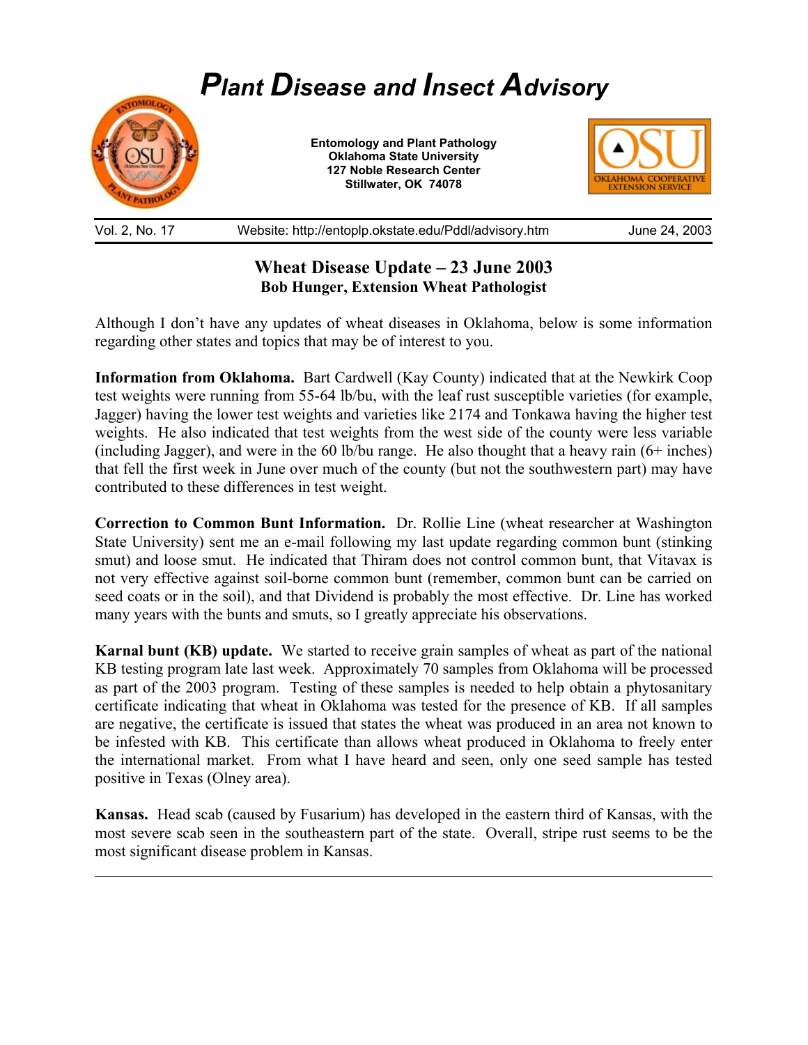# *Plant Disease and Insect Advisory*

**Entomology and Plant Pathology**
**Oklahoma State University**
**127 Noble Research Center**
**Stillwater, OK 74078**

Vol. 2, No. 17 | Website: http://entoplp.okstate.edu/Pddl/advisory.htm | June 24, 2003

## Wheat Disease Update – 23 June 2003

**Bob Hunger, Extension Wheat Pathologist**

Although I don't have any updates of wheat diseases in Oklahoma, below is some information regarding other states and topics that may be of interest to you.

**Information from Oklahoma.** Bart Cardwell (Kay County) indicated that at the Newkirk Coop test weights were running from 55-64 lb/bu, with the leaf rust susceptible varieties (for example, Jagger) having the lower test weights and varieties like 2174 and Tonkawa having the higher test weights. He also indicated that test weights from the west side of the county were less variable (including Jagger), and were in the 60 lb/bu range. He also thought that a heavy rain (6+ inches) that fell the first week in June over much of the county (but not the southwestern part) may have contributed to these differences in test weight.

**Correction to Common Bunt Information.** Dr. Rollie Line (wheat researcher at Washington State University) sent me an e-mail following my last update regarding common bunt (stinking smut) and loose smut. He indicated that Thiram does not control common bunt, that Vitavax is not very effective against soil-borne common bunt (remember, common bunt can be carried on seed coats or in the soil), and that Dividend is probably the most effective. Dr. Line has worked many years with the bunts and smuts, so I greatly appreciate his observations.

**Karnal bunt (KB) update.** We started to receive grain samples of wheat as part of the national KB testing program late last week. Approximately 70 samples from Oklahoma will be processed as part of the 2003 program. Testing of these samples is needed to help obtain a phytosanitary certificate indicating that wheat in Oklahoma was tested for the presence of KB. If all samples are negative, the certificate is issued that states the wheat was produced in an area not known to be infested with KB. This certificate than allows wheat produced in Oklahoma to freely enter the international market. From what I have heard and seen, only one seed sample has tested positive in Texas (Olney area).

**Kansas.** Head scab (caused by Fusarium) has developed in the eastern third of Kansas, with the most severe scab seen in the southeastern part of the state. Overall, stripe rust seems to be the most significant disease problem in Kansas.

---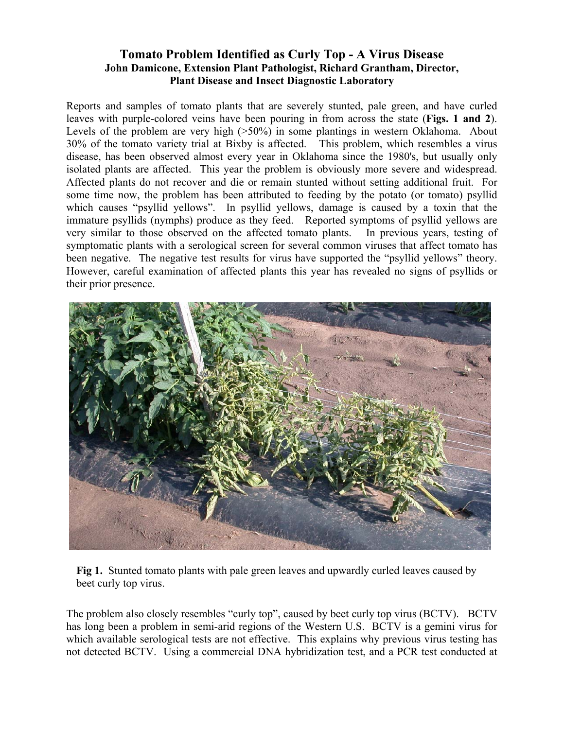# Tomato Problem Identified as Curly Top - A Virus Disease

**John Damicone, Extension Plant Pathologist, Richard Grantham, Director, Plant Disease and Insect Diagnostic Laboratory**

Reports and samples of tomato plants that are severely stunted, pale green, and have curled leaves with purple-colored veins have been pouring in from across the state (**Figs. 1 and 2**). Levels of the problem are very high (>50%) in some plantings in western Oklahoma. About 30% of the tomato variety trial at Bixby is affected. This problem, which resembles a virus disease, has been observed almost every year in Oklahoma since the 1980's, but usually only isolated plants are affected. This year the problem is obviously more severe and widespread. Affected plants do not recover and die or remain stunted without setting additional fruit. For some time now, the problem has been attributed to feeding by the potato (or tomato) psyllid which causes "psyllid yellows". In psyllid yellows, damage is caused by a toxin that the immature psyllids (nymphs) produce as they feed. Reported symptoms of psyllid yellows are very similar to those observed on the affected tomato plants. In previous years, testing of symptomatic plants with a serological screen for several common viruses that affect tomato has been negative. The negative test results for virus have supported the "psyllid yellows" theory. However, careful examination of affected plants this year has revealed no signs of psyllids or their prior presence.

**Fig 1.** Stunted tomato plants with pale green leaves and upwardly curled leaves caused by beet curly top virus.

The problem also closely resembles "curly top", caused by beet curly top virus (BCTV). BCTV has long been a problem in semi-arid regions of the Western U.S. BCTV is a gemini virus for which available serological tests are not effective. This explains why previous virus testing has not detected BCTV. Using a commercial DNA hybridization test, and a PCR test conducted at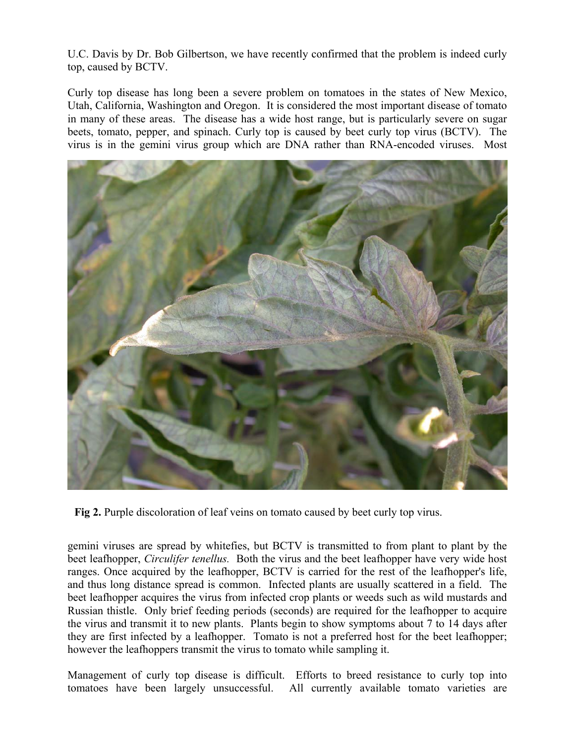U.C. Davis by Dr. Bob Gilbertson, we have recently confirmed that the problem is indeed curly top, caused by BCTV.

Curly top disease has long been a severe problem on tomatoes in the states of New Mexico, Utah, California, Washington and Oregon. It is considered the most important disease of tomato in many of these areas. The disease has a wide host range, but is particularly severe on sugar beets, tomato, pepper, and spinach. Curly top is caused by beet curly top virus (BCTV). The virus is in the gemini virus group which are DNA rather than RNA-encoded viruses. Most gemini viruses are spread by whitefies, but BCTV is transmitted to from plant to plant by the beet leafhopper, *Circulifer tenellus.* Both the virus and the beet leafhopper have very wide host ranges. Once acquired by the leafhopper, BCTV is carried for the rest of the leafhopper's life, and thus long distance spread is common. Infected plants are usually scattered in a field. The beet leafhopper acquires the virus from infected crop plants or weeds such as wild mustards and Russian thistle. Only brief feeding periods (seconds) are required for the leafhopper to acquire the virus and transmit it to new plants. Plants begin to show symptoms about 7 to 14 days after they are first infected by a leafhopper. Tomato is not a preferred host for the beet leafhopper; however the leafhoppers transmit the virus to tomato while sampling it.

**Fig 2.** Purple discoloration of leaf veins on tomato caused by beet curly top virus.

Management of curly top disease is difficult. Efforts to breed resistance to curly top into tomatoes have been largely unsuccessful. All currently available tomato varieties are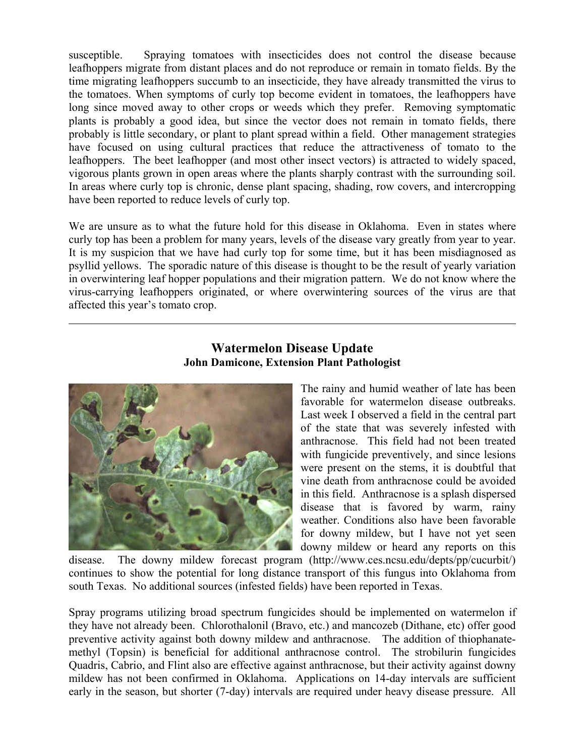susceptible. Spraying tomatoes with insecticides does not control the disease because leafhoppers migrate from distant places and do not reproduce or remain in tomato fields. By the time migrating leafhoppers succumb to an insecticide, they have already transmitted the virus to the tomatoes. When symptoms of curly top become evident in tomatoes, the leafhoppers have long since moved away to other crops or weeds which they prefer. Removing symptomatic plants is probably a good idea, but since the vector does not remain in tomato fields, there probably is little secondary, or plant to plant spread within a field. Other management strategies have focused on using cultural practices that reduce the attractiveness of tomato to the leafhoppers. The beet leafhopper (and most other insect vectors) is attracted to widely spaced, vigorous plants grown in open areas where the plants sharply contrast with the surrounding soil. In areas where curly top is chronic, dense plant spacing, shading, row covers, and intercropping have been reported to reduce levels of curly top.

We are unsure as to what the future hold for this disease in Oklahoma. Even in states where curly top has been a problem for many years, levels of the disease vary greatly from year to year. It is my suspicion that we have had curly top for some time, but it has been misdiagnosed as psyllid yellows. The sporadic nature of this disease is thought to be the result of yearly variation in overwintering leaf hopper populations and their migration pattern. We do not know where the virus-carrying leafhoppers originated, or where overwintering sources of the virus are that affected this year's tomato crop.

---

## Watermelon Disease Update

**John Damicone, Extension Plant Pathologist**

The rainy and humid weather of late has been favorable for watermelon disease outbreaks. Last week I observed a field in the central part of the state that was severely infested with anthracnose. This field had not been treated with fungicide preventively, and since lesions were present on the stems, it is doubtful that vine death from anthracnose could be avoided in this field. Anthracnose is a splash dispersed disease that is favored by warm, rainy weather. Conditions also have been favorable for downy mildew, but I have not yet seen downy mildew or heard any reports on this disease. The downy mildew forecast program (http://www.ces.ncsu.edu/depts/pp/cucurbit/) continues to show the potential for long distance transport of this fungus into Oklahoma from south Texas. No additional sources (infested fields) have been reported in Texas.

Spray programs utilizing broad spectrum fungicides should be implemented on watermelon if they have not already been. Chlorothalonil (Bravo, etc.) and mancozeb (Dithane, etc) offer good preventive activity against both downy mildew and anthracnose. The addition of thiophanate-methyl (Topsin) is beneficial for additional anthracnose control. The strobilurin fungicides Quadris, Cabrio, and Flint also are effective against anthracnose, but their activity against downy mildew has not been confirmed in Oklahoma. Applications on 14-day intervals are sufficient early in the season, but shorter (7-day) intervals are required under heavy disease pressure. All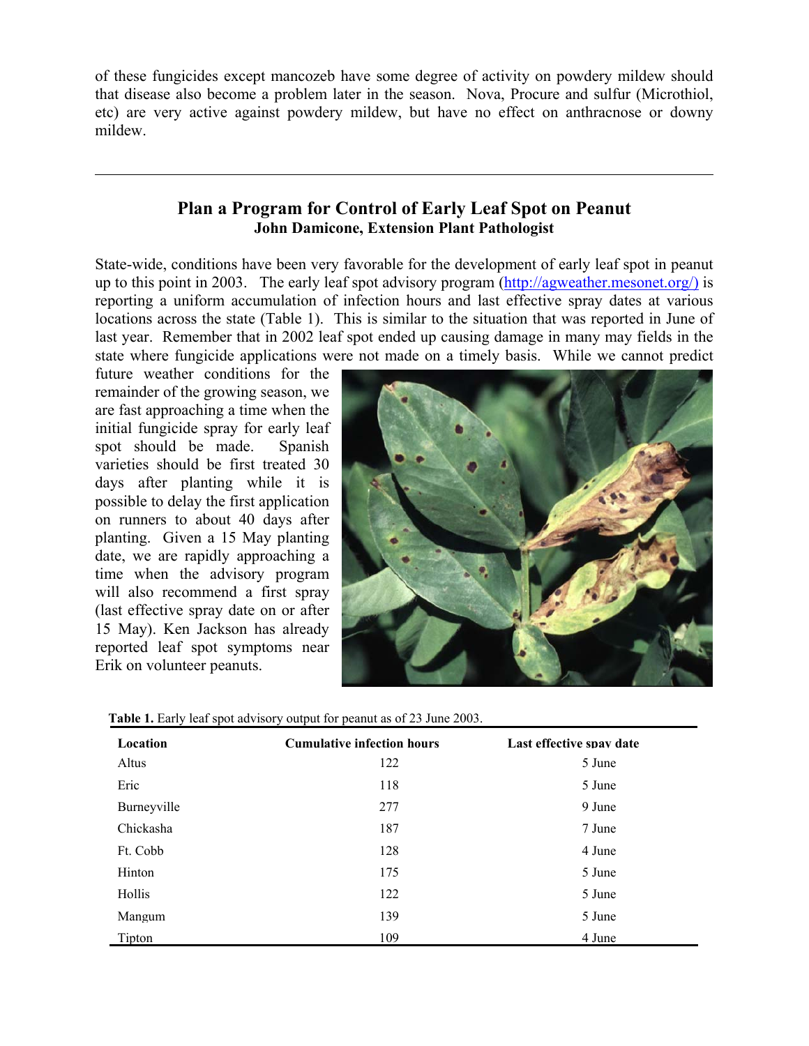of these fungicides except mancozeb have some degree of activity on powdery mildew should that disease also become a problem later in the season. Nova, Procure and sulfur (Microthiol, etc) are very active against powdery mildew, but have no effect on anthracnose or downy mildew.

---

## Plan a Program for Control of Early Leaf Spot on Peanut

**John Damicone, Extension Plant Pathologist**

State-wide, conditions have been very favorable for the development of early leaf spot in peanut up to this point in 2003. The early leaf spot advisory program (http://agweather.mesonet.org/) is reporting a uniform accumulation of infection hours and last effective spray dates at various locations across the state (Table 1). This is similar to the situation that was reported in June of last year. Remember that in 2002 leaf spot ended up causing damage in many may fields in the state where fungicide applications were not made on a timely basis. While we cannot predict future weather conditions for the remainder of the growing season, we are fast approaching a time when the initial fungicide spray for early leaf spot should be made. Spanish varieties should be first treated 30 days after planting while it is possible to delay the first application on runners to about 40 days after planting. Given a 15 May planting date, we are rapidly approaching a time when the advisory program will also recommend a first spray (last effective spray date on or after 15 May). Ken Jackson has already reported leaf spot symptoms near Erik on volunteer peanuts.

**Table 1.** Early leaf spot advisory output for peanut as of 23 June 2003.

| Location | Cumulative infection hours | Last effective spay date |
|---|---|---|
| Altus | 122 | 5 June |
| Eric | 118 | 5 June |
| Burneyville | 277 | 9 June |
| Chickasha | 187 | 7 June |
| Ft. Cobb | 128 | 4 June |
| Hinton | 175 | 5 June |
| Hollis | 122 | 5 June |
| Mangum | 139 | 5 June |
| Tipton | 109 | 4 June |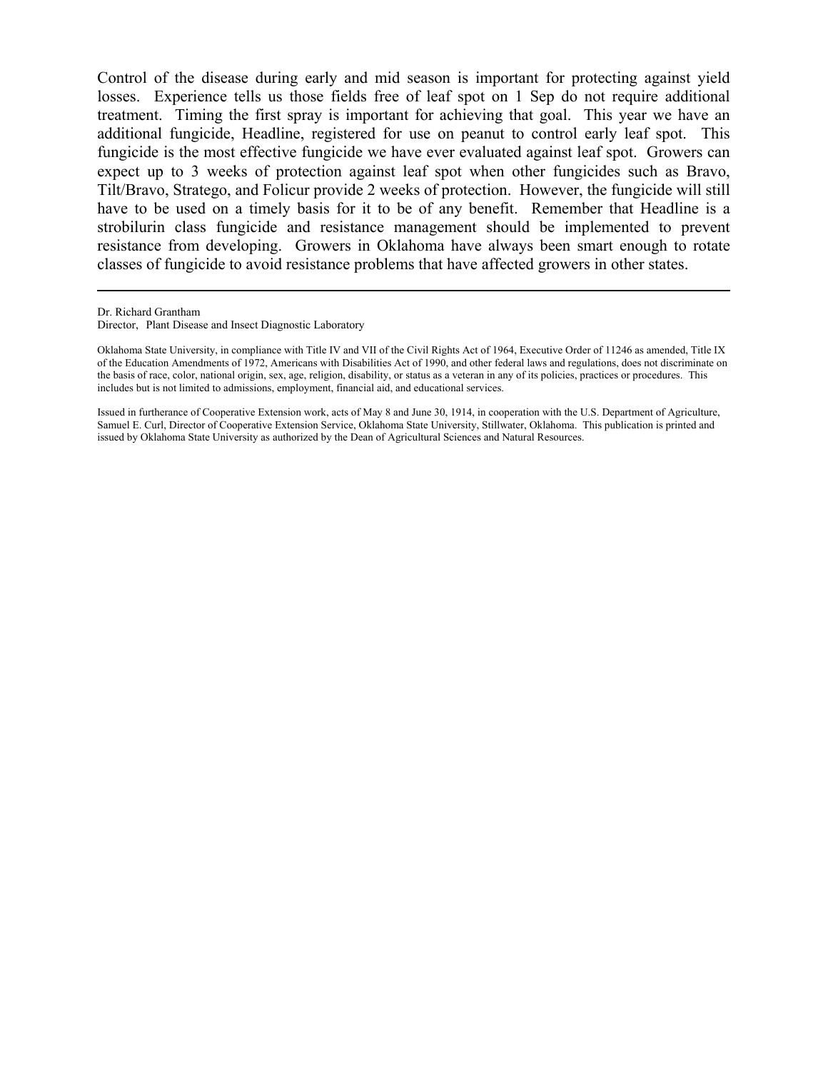Control of the disease during early and mid season is important for protecting against yield losses. Experience tells us those fields free of leaf spot on 1 Sep do not require additional treatment. Timing the first spray is important for achieving that goal. This year we have an additional fungicide, Headline, registered for use on peanut to control early leaf spot. This fungicide is the most effective fungicide we have ever evaluated against leaf spot. Growers can expect up to 3 weeks of protection against leaf spot when other fungicides such as Bravo, Tilt/Bravo, Stratego, and Folicur provide 2 weeks of protection. However, the fungicide will still have to be used on a timely basis for it to be of any benefit. Remember that Headline is a strobilurin class fungicide and resistance management should be implemented to prevent resistance from developing. Growers in Oklahoma have always been smart enough to rotate classes of fungicide to avoid resistance problems that have affected growers in other states.

---

Dr. Richard Grantham
Director, Plant Disease and Insect Diagnostic Laboratory

Oklahoma State University, in compliance with Title IV and VII of the Civil Rights Act of 1964, Executive Order of 11246 as amended, Title IX of the Education Amendments of 1972, Americans with Disabilities Act of 1990, and other federal laws and regulations, does not discriminate on the basis of race, color, national origin, sex, age, religion, disability, or status as a veteran in any of its policies, practices or procedures. This includes but is not limited to admissions, employment, financial aid, and educational services.

Issued in furtherance of Cooperative Extension work, acts of May 8 and June 30, 1914, in cooperation with the U.S. Department of Agriculture, Samuel E. Curl, Director of Cooperative Extension Service, Oklahoma State University, Stillwater, Oklahoma. This publication is printed and issued by Oklahoma State University as authorized by the Dean of Agricultural Sciences and Natural Resources.